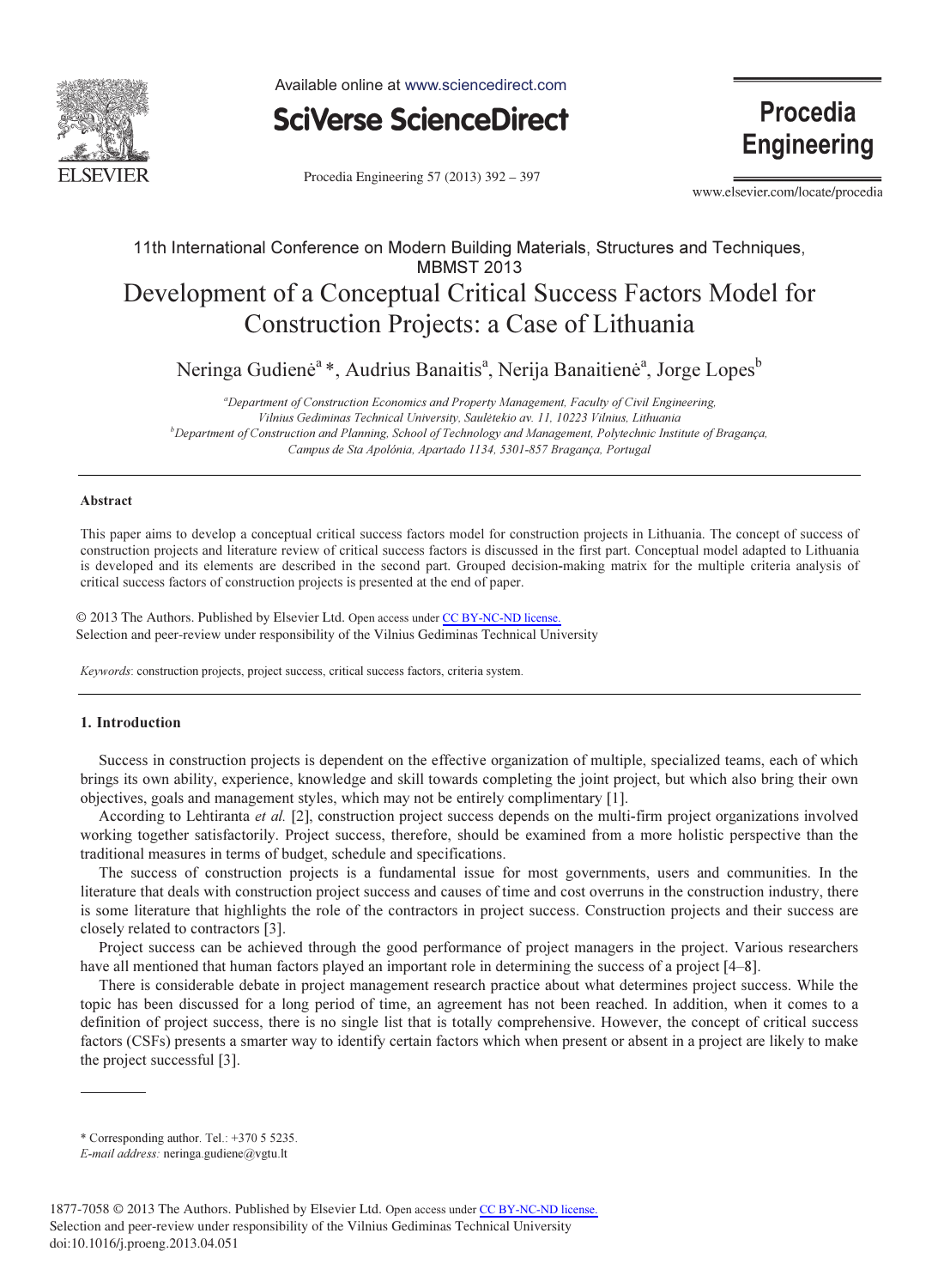11th International Conference on Modern Building Materials, Structures and Techniques, MBMST 2013

# Development of a Conceptual Critical Success Factors Model for Construction Projects: a Case of Lithuania

Neringa Gudienė[a] *, Audrius Banaitis[a], Nerija Banaitienė[a], Jorge Lopes[b]

[a]Department of Construction Economics and Property Management, Faculty of Civil Engineering, Vilnius Gediminas Technical University, Saulėtekio av. 11, 10223 Vilnius, Lithuania
[b]Department of Construction and Planning, School of Technology and Management, Polytechnic Institute of Bragança, Campus de Sta Apolónia, Apartado 1134, 5301-857 Bragança, Portugal

### Abstract

This paper aims to develop a conceptual critical success factors model for construction projects in Lithuania. The concept of success of construction projects and literature review of critical success factors is discussed in the first part. Conceptual model adapted to Lithuania is developed and its elements are described in the second part. Grouped decision-making matrix for the multiple criteria analysis of critical success factors of construction projects is presented at the end of paper.

© 2013 The Authors. Published by Elsevier Ltd. Open access under CC BY-NC-ND license.
Selection and peer-review under responsibility of the Vilnius Gediminas Technical University

*Keywords*: construction projects, project success, critical success factors, criteria system.

## 1. Introduction

Success in construction projects is dependent on the effective organization of multiple, specialized teams, each of which brings its own ability, experience, knowledge and skill towards completing the joint project, but which also bring their own objectives, goals and management styles, which may not be entirely complimentary [1].

According to Lehtiranta *et al.* [2], construction project success depends on the multi-firm project organizations involved working together satisfactorily. Project success, therefore, should be examined from a more holistic perspective than the traditional measures in terms of budget, schedule and specifications.

The success of construction projects is a fundamental issue for most governments, users and communities. In the literature that deals with construction project success and causes of time and cost overruns in the construction industry, there is some literature that highlights the role of the contractors in project success. Construction projects and their success are closely related to contractors [3].

Project success can be achieved through the good performance of project managers in the project. Various researchers have all mentioned that human factors played an important role in determining the success of a project [4–8].

There is considerable debate in project management research practice about what determines project success. While the topic has been discussed for a long period of time, an agreement has not been reached. In addition, when it comes to a definition of project success, there is no single list that is totally comprehensive. However, the concept of critical success factors (CSFs) presents a smarter way to identify certain factors which when present or absent in a project are likely to make the project successful [3].

* Corresponding author. Tel.: +370 5 5235.
*E-mail address:* neringa.gudiene@vgtu.lt

1877-7058 © 2013 The Authors. Published by Elsevier Ltd. Open access under CC BY-NC-ND license.
Selection and peer-review under responsibility of the Vilnius Gediminas Technical University
doi:10.1016/j.proeng.2013.04.051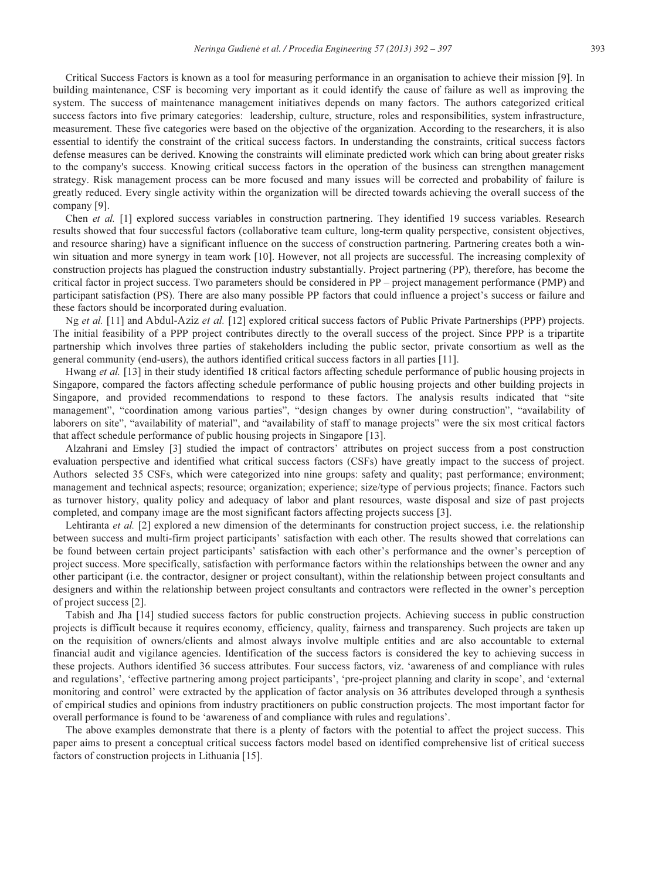Critical Success Factors is known as a tool for measuring performance in an organisation to achieve their mission [9]. In building maintenance, CSF is becoming very important as it could identify the cause of failure as well as improving the system. The success of maintenance management initiatives depends on many factors. The authors categorized critical success factors into five primary categories: leadership, culture, structure, roles and responsibilities, system infrastructure, measurement. These five categories were based on the objective of the organization. According to the researchers, it is also essential to identify the constraint of the critical success factors. In understanding the constraints, critical success factors defense measures can be derived. Knowing the constraints will eliminate predicted work which can bring about greater risks to the company's success. Knowing critical success factors in the operation of the business can strengthen management strategy. Risk management process can be more focused and many issues will be corrected and probability of failure is greatly reduced. Every single activity within the organization will be directed towards achieving the overall success of the company [9].

Chen *et al.* [1] explored success variables in construction partnering. They identified 19 success variables. Research results showed that four successful factors (collaborative team culture, long-term quality perspective, consistent objectives, and resource sharing) have a significant influence on the success of construction partnering. Partnering creates both a win-win situation and more synergy in team work [10]. However, not all projects are successful. The increasing complexity of construction projects has plagued the construction industry substantially. Project partnering (PP), therefore, has become the critical factor in project success. Two parameters should be considered in PP – project management performance (PMP) and participant satisfaction (PS). There are also many possible PP factors that could influence a project's success or failure and these factors should be incorporated during evaluation.

Ng *et al.* [11] and Abdul-Aziz *et al.* [12] explored critical success factors of Public Private Partnerships (PPP) projects. The initial feasibility of a PPP project contributes directly to the overall success of the project. Since PPP is a tripartite partnership which involves three parties of stakeholders including the public sector, private consortium as well as the general community (end-users), the authors identified critical success factors in all parties [11].

Hwang *et al.* [13] in their study identified 18 critical factors affecting schedule performance of public housing projects in Singapore, compared the factors affecting schedule performance of public housing projects and other building projects in Singapore, and provided recommendations to respond to these factors. The analysis results indicated that "site management", "coordination among various parties", "design changes by owner during construction", "availability of laborers on site", "availability of material", and "availability of staff to manage projects" were the six most critical factors that affect schedule performance of public housing projects in Singapore [13].

Alzahrani and Emsley [3] studied the impact of contractors' attributes on project success from a post construction evaluation perspective and identified what critical success factors (CSFs) have greatly impact to the success of project. Authors selected 35 CSFs, which were categorized into nine groups: safety and quality; past performance; environment; management and technical aspects; resource; organization; experience; size/type of pervious projects; finance. Factors such as turnover history, quality policy and adequacy of labor and plant resources, waste disposal and size of past projects completed, and company image are the most significant factors affecting projects success [3].

Lehtiranta *et al.* [2] explored a new dimension of the determinants for construction project success, i.e. the relationship between success and multi-firm project participants' satisfaction with each other. The results showed that correlations can be found between certain project participants' satisfaction with each other's performance and the owner's perception of project success. More specifically, satisfaction with performance factors within the relationships between the owner and any other participant (i.e. the contractor, designer or project consultant), within the relationship between project consultants and designers and within the relationship between project consultants and contractors were reflected in the owner's perception of project success [2].

Tabish and Jha [14] studied success factors for public construction projects. Achieving success in public construction projects is difficult because it requires economy, efficiency, quality, fairness and transparency. Such projects are taken up on the requisition of owners/clients and almost always involve multiple entities and are also accountable to external financial audit and vigilance agencies. Identification of the success factors is considered the key to achieving success in these projects. Authors identified 36 success attributes. Four success factors, viz. 'awareness of and compliance with rules and regulations', 'effective partnering among project participants', 'pre-project planning and clarity in scope', and 'external monitoring and control' were extracted by the application of factor analysis on 36 attributes developed through a synthesis of empirical studies and opinions from industry practitioners on public construction projects. The most important factor for overall performance is found to be 'awareness of and compliance with rules and regulations'.

The above examples demonstrate that there is a plenty of factors with the potential to affect the project success. This paper aims to present a conceptual critical success factors model based on identified comprehensive list of critical success factors of construction projects in Lithuania [15].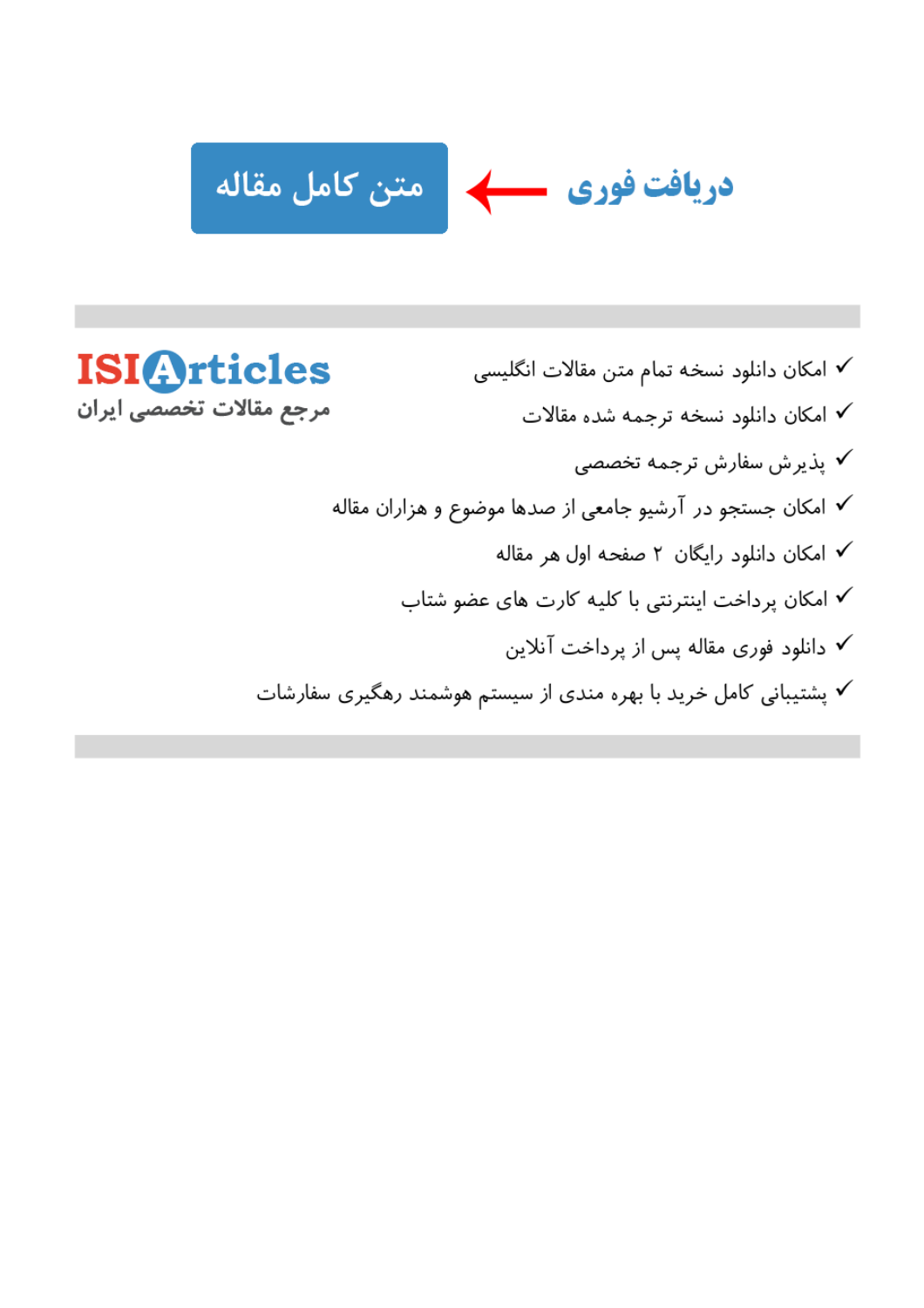دریافت فوری ← متن کامل مقاله

**ISIArticles**

مرجع مقالات تخصصی ایران

- ✓ امکان دانلود نسخه تمام متن مقالات انگلیسی
- ✓ امکان دانلود نسخه ترجمه شده مقالات
- ✓ پذیرش سفارش ترجمه تخصصی
- ✓ امکان جستجو در آرشیو جامعی از صدها موضوع و هزاران مقاله
- ✓ امکان دانلود رایگان ۲ صفحه اول هر مقاله
- ✓ امکان پرداخت اینترنتی با کلیه کارت های عضو شتاب
- ✓ دانلود فوری مقاله پس از پرداخت آنلاین
- ✓ پشتیبانی کامل خرید با بهره مندی از سیستم هوشمند رهگیری سفارشات